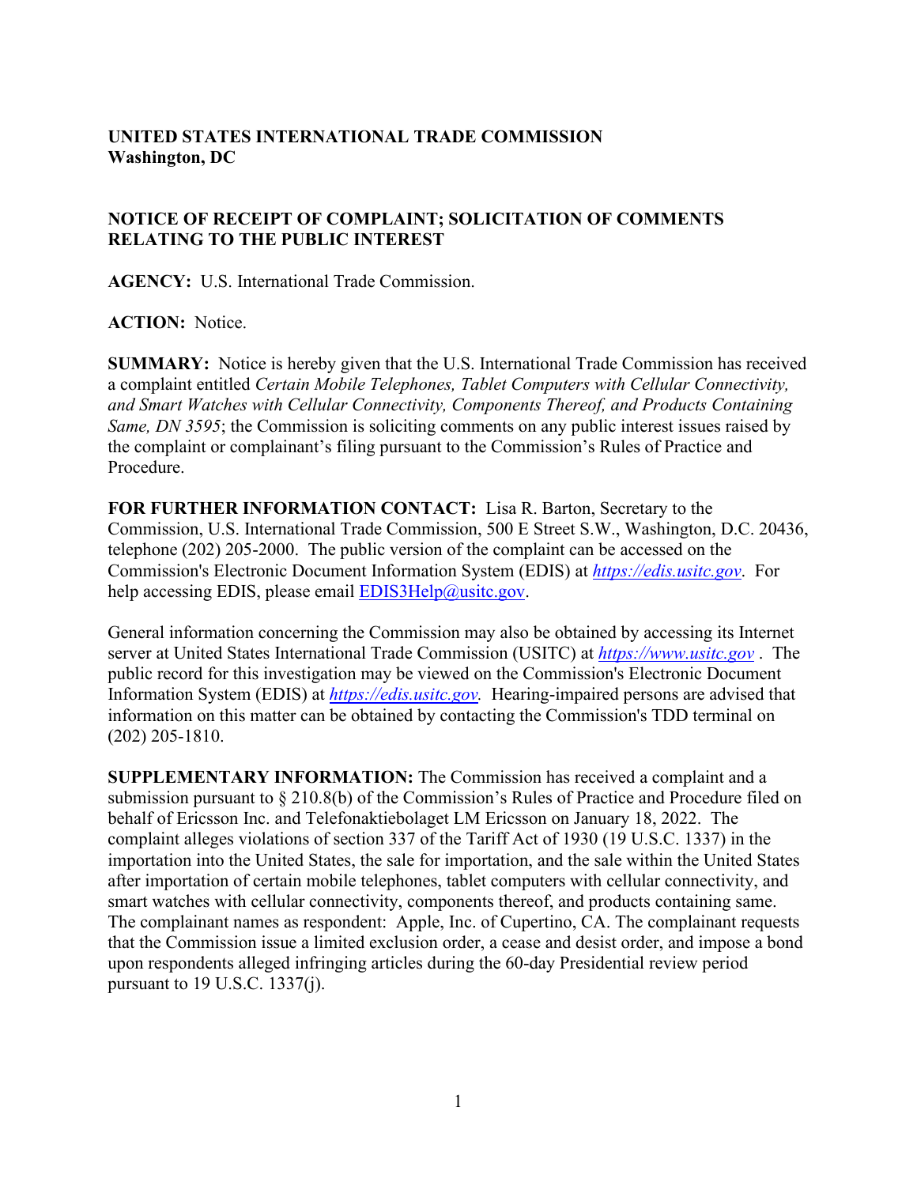**UNITED STATES INTERNATIONAL TRADE COMMISSION**
**Washington, DC**

**NOTICE OF RECEIPT OF COMPLAINT; SOLICITATION OF COMMENTS RELATING TO THE PUBLIC INTEREST**

**AGENCY:** U.S. International Trade Commission.

**ACTION:** Notice.

**SUMMARY:** Notice is hereby given that the U.S. International Trade Commission has received a complaint entitled *Certain Mobile Telephones, Tablet Computers with Cellular Connectivity, and Smart Watches with Cellular Connectivity, Components Thereof, and Products Containing Same, DN 3595*; the Commission is soliciting comments on any public interest issues raised by the complaint or complainant's filing pursuant to the Commission's Rules of Practice and Procedure.

**FOR FURTHER INFORMATION CONTACT:** Lisa R. Barton, Secretary to the Commission, U.S. International Trade Commission, 500 E Street S.W., Washington, D.C. 20436, telephone (202) 205-2000. The public version of the complaint can be accessed on the Commission's Electronic Document Information System (EDIS) at *https://edis.usitc.gov*. For help accessing EDIS, please email EDIS3Help@usitc.gov.

General information concerning the Commission may also be obtained by accessing its Internet server at United States International Trade Commission (USITC) at *https://www.usitc.gov* . The public record for this investigation may be viewed on the Commission's Electronic Document Information System (EDIS) at *https://edis.usitc.gov.* Hearing-impaired persons are advised that information on this matter can be obtained by contacting the Commission's TDD terminal on (202) 205-1810.

**SUPPLEMENTARY INFORMATION:** The Commission has received a complaint and a submission pursuant to § 210.8(b) of the Commission's Rules of Practice and Procedure filed on behalf of Ericsson Inc. and Telefonaktiebolaget LM Ericsson on January 18, 2022. The complaint alleges violations of section 337 of the Tariff Act of 1930 (19 U.S.C. 1337) in the importation into the United States, the sale for importation, and the sale within the United States after importation of certain mobile telephones, tablet computers with cellular connectivity, and smart watches with cellular connectivity, components thereof, and products containing same. The complainant names as respondent: Apple, Inc. of Cupertino, CA. The complainant requests that the Commission issue a limited exclusion order, a cease and desist order, and impose a bond upon respondents alleged infringing articles during the 60-day Presidential review period pursuant to 19 U.S.C. 1337(j).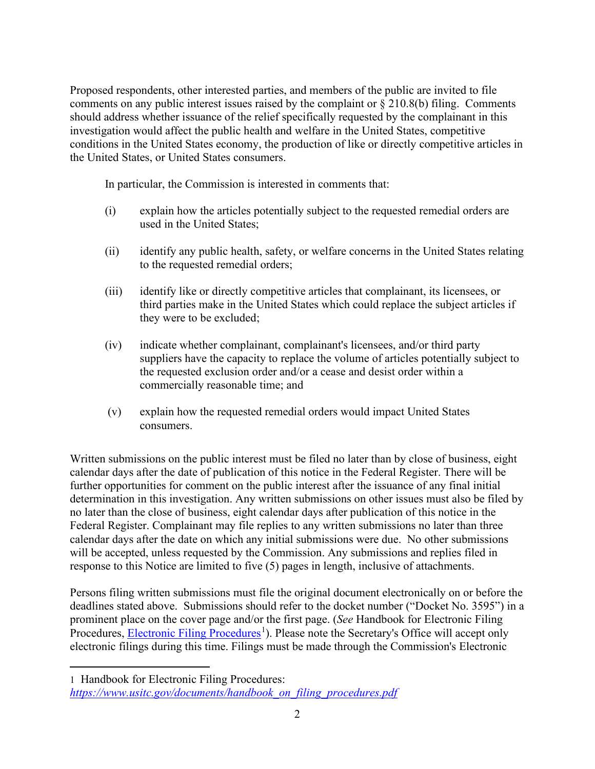Proposed respondents, other interested parties, and members of the public are invited to file comments on any public interest issues raised by the complaint or § 210.8(b) filing. Comments should address whether issuance of the relief specifically requested by the complainant in this investigation would affect the public health and welfare in the United States, competitive conditions in the United States economy, the production of like or directly competitive articles in the United States, or United States consumers.

In particular, the Commission is interested in comments that:

(i) explain how the articles potentially subject to the requested remedial orders are used in the United States;

(ii) identify any public health, safety, or welfare concerns in the United States relating to the requested remedial orders;

(iii) identify like or directly competitive articles that complainant, its licensees, or third parties make in the United States which could replace the subject articles if they were to be excluded;

(iv) indicate whether complainant, complainant's licensees, and/or third party suppliers have the capacity to replace the volume of articles potentially subject to the requested exclusion order and/or a cease and desist order within a commercially reasonable time; and

(v) explain how the requested remedial orders would impact United States consumers.

Written submissions on the public interest must be filed no later than by close of business, eight calendar days after the date of publication of this notice in the Federal Register. There will be further opportunities for comment on the public interest after the issuance of any final initial determination in this investigation. Any written submissions on other issues must also be filed by no later than the close of business, eight calendar days after publication of this notice in the Federal Register. Complainant may file replies to any written submissions no later than three calendar days after the date on which any initial submissions were due. No other submissions will be accepted, unless requested by the Commission. Any submissions and replies filed in response to this Notice are limited to five (5) pages in length, inclusive of attachments.

Persons filing written submissions must file the original document electronically on or before the deadlines stated above. Submissions should refer to the docket number ("Docket No. 3595") in a prominent place on the cover page and/or the first page. (*See* Handbook for Electronic Filing Procedures, [Electronic Filing Procedures](https://www.usitc.gov/documents/handbook_on_filing_procedures.pdf)[1]). Please note the Secretary's Office will accept only electronic filings during this time. Filings must be made through the Commission's Electronic

---

1 Handbook for Electronic Filing Procedures: *https://www.usitc.gov/documents/handbook_on_filing_procedures.pdf*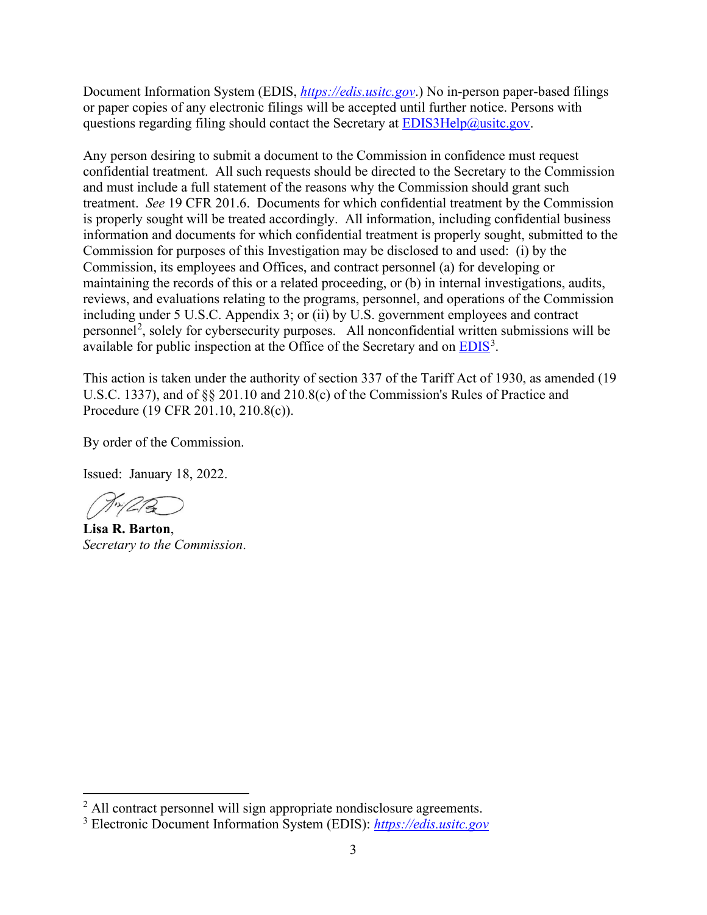Document Information System (EDIS, *https://edis.usitc.gov*.) No in-person paper-based filings or paper copies of any electronic filings will be accepted until further notice. Persons with questions regarding filing should contact the Secretary at EDIS3Help@usitc.gov.

Any person desiring to submit a document to the Commission in confidence must request confidential treatment. All such requests should be directed to the Secretary to the Commission and must include a full statement of the reasons why the Commission should grant such treatment. *See* 19 CFR 201.6. Documents for which confidential treatment by the Commission is properly sought will be treated accordingly. All information, including confidential business information and documents for which confidential treatment is properly sought, submitted to the Commission for purposes of this Investigation may be disclosed to and used: (i) by the Commission, its employees and Offices, and contract personnel (a) for developing or maintaining the records of this or a related proceeding, or (b) in internal investigations, audits, reviews, and evaluations relating to the programs, personnel, and operations of the Commission including under 5 U.S.C. Appendix 3; or (ii) by U.S. government employees and contract personnel[2], solely for cybersecurity purposes. All nonconfidential written submissions will be available for public inspection at the Office of the Secretary and on EDIS[3].

This action is taken under the authority of section 337 of the Tariff Act of 1930, as amended (19 U.S.C. 1337), and of §§ 201.10 and 210.8(c) of the Commission's Rules of Practice and Procedure (19 CFR 201.10, 210.8(c)).

By order of the Commission.

Issued: January 18, 2022.

**Lisa R. Barton**,
*Secretary to the Commission*.

---

[2] All contract personnel will sign appropriate nondisclosure agreements.

[3] Electronic Document Information System (EDIS): *https://edis.usitc.gov*